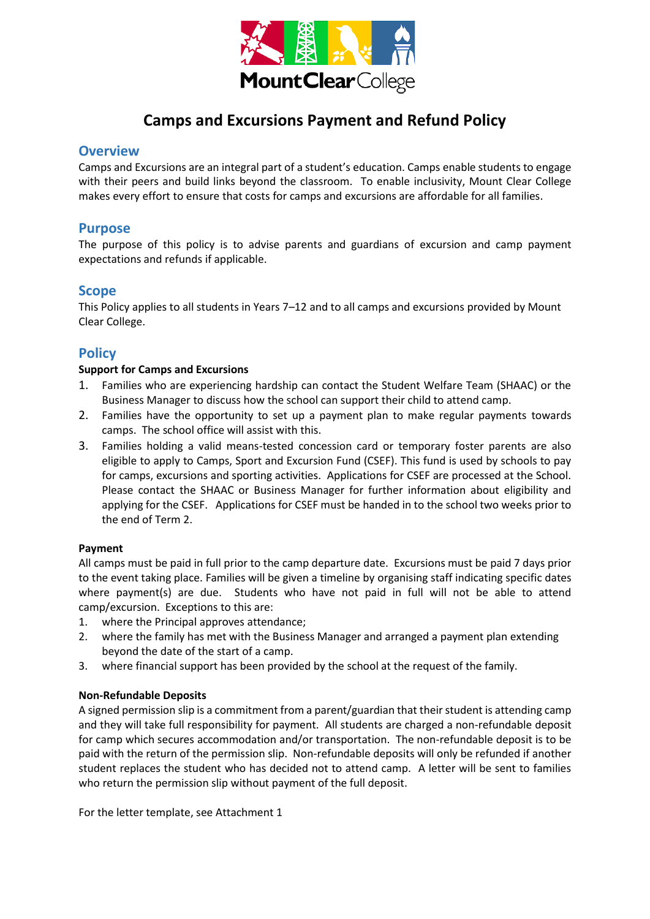# Camps and Excursions Payment and Refund Policy

## Overview

Camps and Excursions are an integral part of a student's education. Camps enable students to engage with their peers and build links beyond the classroom. To enable inclusivity, Mount Clear College makes every effort to ensure that costs for camps and excursions are affordable for all families.

## Purpose

The purpose of this policy is to advise parents and guardians of excursion and camp payment expectations and refunds if applicable.

## Scope

This Policy applies to all students in Years 7–12 and to all camps and excursions provided by Mount Clear College.

## Policy

**Support for Camps and Excursions**

1. Families who are experiencing hardship can contact the Student Welfare Team (SHAAC) or the Business Manager to discuss how the school can support their child to attend camp.
2. Families have the opportunity to set up a payment plan to make regular payments towards camps. The school office will assist with this.
3. Families holding a valid means-tested concession card or temporary foster parents are also eligible to apply to Camps, Sport and Excursion Fund (CSEF). This fund is used by schools to pay for camps, excursions and sporting activities. Applications for CSEF are processed at the School. Please contact the SHAAC or Business Manager for further information about eligibility and applying for the CSEF. Applications for CSEF must be handed in to the school two weeks prior to the end of Term 2.

**Payment**

All camps must be paid in full prior to the camp departure date. Excursions must be paid 7 days prior to the event taking place. Families will be given a timeline by organising staff indicating specific dates where payment(s) are due. Students who have not paid in full will not be able to attend camp/excursion. Exceptions to this are:

1. where the Principal approves attendance;
2. where the family has met with the Business Manager and arranged a payment plan extending beyond the date of the start of a camp.
3. where financial support has been provided by the school at the request of the family.

**Non-Refundable Deposits**

A signed permission slip is a commitment from a parent/guardian that their student is attending camp and they will take full responsibility for payment. All students are charged a non-refundable deposit for camp which secures accommodation and/or transportation. The non-refundable deposit is to be paid with the return of the permission slip. Non-refundable deposits will only be refunded if another student replaces the student who has decided not to attend camp. A letter will be sent to families who return the permission slip without payment of the full deposit.

For the letter template, see Attachment 1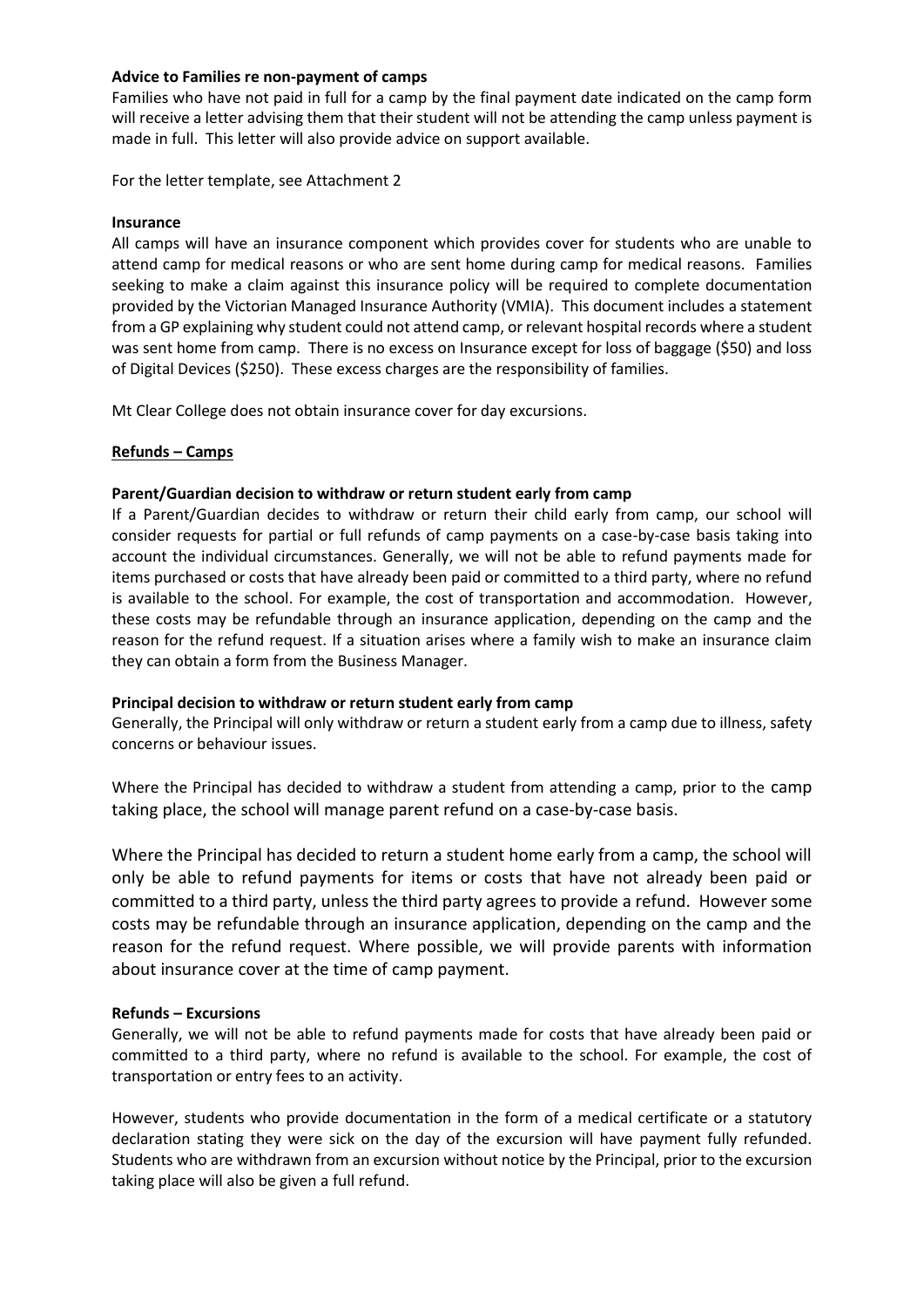**Advice to Families re non-payment of camps**

Families who have not paid in full for a camp by the final payment date indicated on the camp form will receive a letter advising them that their student will not be attending the camp unless payment is made in full. This letter will also provide advice on support available.

For the letter template, see Attachment 2

**Insurance**

All camps will have an insurance component which provides cover for students who are unable to attend camp for medical reasons or who are sent home during camp for medical reasons. Families seeking to make a claim against this insurance policy will be required to complete documentation provided by the Victorian Managed Insurance Authority (VMIA). This document includes a statement from a GP explaining why student could not attend camp, or relevant hospital records where a student was sent home from camp. There is no excess on Insurance except for loss of baggage ($50) and loss of Digital Devices ($250). These excess charges are the responsibility of families.

Mt Clear College does not obtain insurance cover for day excursions.

**Refunds – Camps**

**Parent/Guardian decision to withdraw or return student early from camp**

If a Parent/Guardian decides to withdraw or return their child early from camp, our school will consider requests for partial or full refunds of camp payments on a case-by-case basis taking into account the individual circumstances. Generally, we will not be able to refund payments made for items purchased or costs that have already been paid or committed to a third party, where no refund is available to the school. For example, the cost of transportation and accommodation. However, these costs may be refundable through an insurance application, depending on the camp and the reason for the refund request. If a situation arises where a family wish to make an insurance claim they can obtain a form from the Business Manager.

**Principal decision to withdraw or return student early from camp**

Generally, the Principal will only withdraw or return a student early from a camp due to illness, safety concerns or behaviour issues.

Where the Principal has decided to withdraw a student from attending a camp, prior to the camp taking place, the school will manage parent refund on a case-by-case basis.

Where the Principal has decided to return a student home early from a camp, the school will only be able to refund payments for items or costs that have not already been paid or committed to a third party, unless the third party agrees to provide a refund. However some costs may be refundable through an insurance application, depending on the camp and the reason for the refund request. Where possible, we will provide parents with information about insurance cover at the time of camp payment.

**Refunds – Excursions**

Generally, we will not be able to refund payments made for costs that have already been paid or committed to a third party, where no refund is available to the school. For example, the cost of transportation or entry fees to an activity.

However, students who provide documentation in the form of a medical certificate or a statutory declaration stating they were sick on the day of the excursion will have payment fully refunded. Students who are withdrawn from an excursion without notice by the Principal, prior to the excursion taking place will also be given a full refund.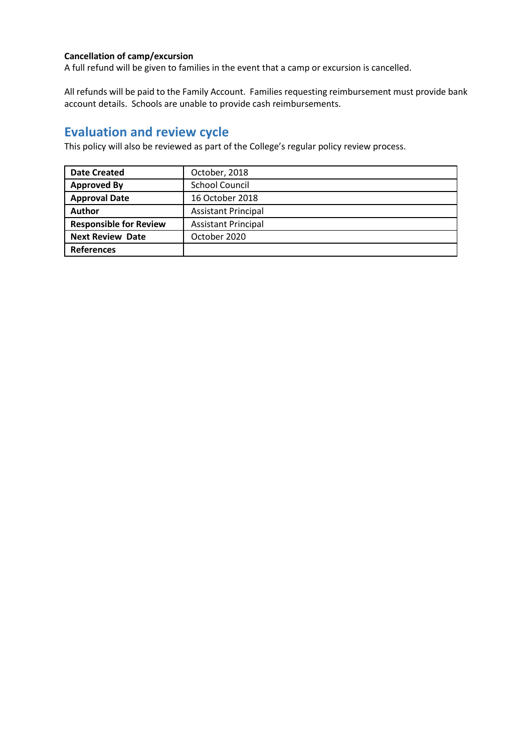**Cancellation of camp/excursion**

A full refund will be given to families in the event that a camp or excursion is cancelled.

All refunds will be paid to the Family Account. Families requesting reimbursement must provide bank account details. Schools are unable to provide cash reimbursements.

## Evaluation and review cycle

This policy will also be reviewed as part of the College's regular policy review process.

| | |
|---|---|
| **Date Created** | October, 2018 |
| **Approved By** | School Council |
| **Approval Date** | 16 October 2018 |
| **Author** | Assistant Principal |
| **Responsible for Review** | Assistant Principal |
| **Next Review Date** | October 2020 |
| **References** | |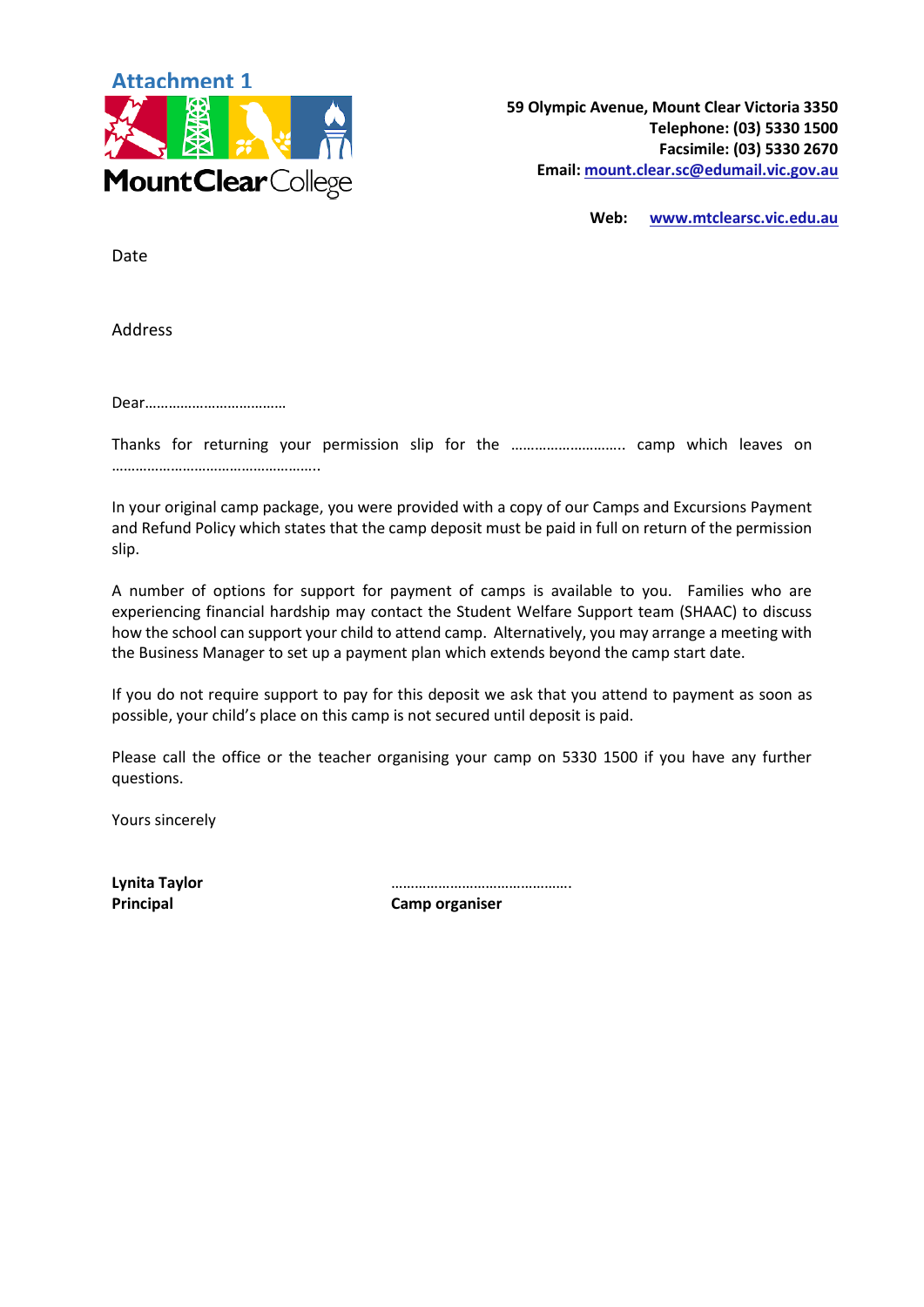**Attachment 1**

**MountClear College**

**59 Olympic Avenue, Mount Clear Victoria 3350**
**Telephone: (03) 5330 1500**
**Facsimile: (03) 5330 2670**
**Email: mount.clear.sc@edumail.vic.gov.au**

**Web: www.mtclearsc.vic.edu.au**

Date

Address

Dear………………………………

Thanks for returning your permission slip for the ……………………….. camp which leaves on ……………………………………………..

In your original camp package, you were provided with a copy of our Camps and Excursions Payment and Refund Policy which states that the camp deposit must be paid in full on return of the permission slip.

A number of options for support for payment of camps is available to you. Families who are experiencing financial hardship may contact the Student Welfare Support team (SHAAC) to discuss how the school can support your child to attend camp. Alternatively, you may arrange a meeting with the Business Manager to set up a payment plan which extends beyond the camp start date.

If you do not require support to pay for this deposit we ask that you attend to payment as soon as possible, your child's place on this camp is not secured until deposit is paid.

Please call the office or the teacher organising your camp on 5330 1500 if you have any further questions.

Yours sincerely

**Lynita Taylor**
**Principal**

……………………………………….
**Camp organiser**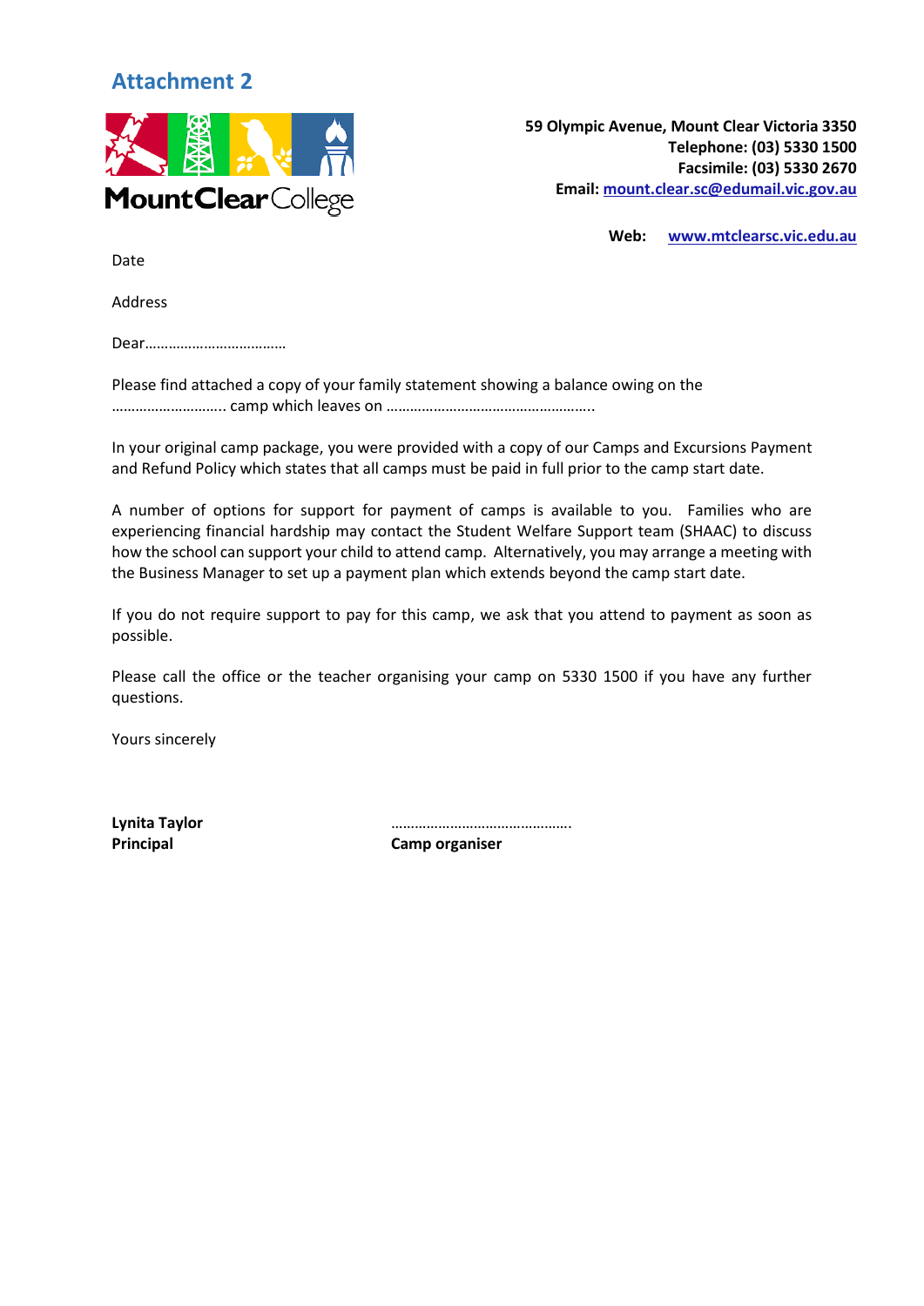## Attachment 2

MountClear College

**59 Olympic Avenue, Mount Clear Victoria 3350**
**Telephone: (03) 5330 1500**
**Facsimile: (03) 5330 2670**
**Email: mount.clear.sc@edumail.vic.gov.au**

**Web: www.mtclearsc.vic.edu.au**

Date

Address

Dear………………………………

Please find attached a copy of your family statement showing a balance owing on the ……………………….. camp which leaves on ……………………………………………..

In your original camp package, you were provided with a copy of our Camps and Excursions Payment and Refund Policy which states that all camps must be paid in full prior to the camp start date.

A number of options for support for payment of camps is available to you. Families who are experiencing financial hardship may contact the Student Welfare Support team (SHAAC) to discuss how the school can support your child to attend camp. Alternatively, you may arrange a meeting with the Business Manager to set up a payment plan which extends beyond the camp start date.

If you do not require support to pay for this camp, we ask that you attend to payment as soon as possible.

Please call the office or the teacher organising your camp on 5330 1500 if you have any further questions.

Yours sincerely

**Lynita Taylor**
**Principal**

……………………………………….
**Camp organiser**